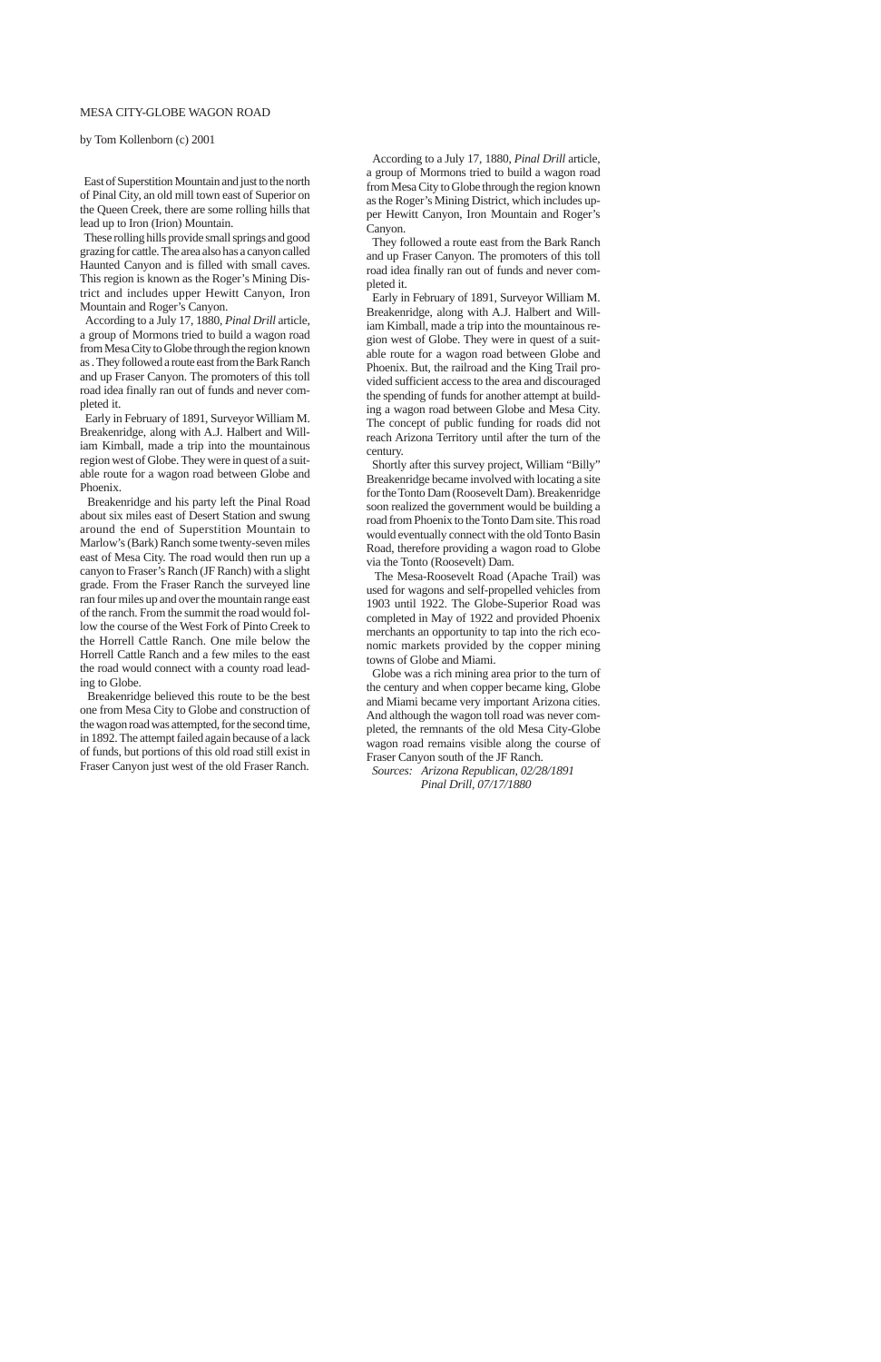# MESA CITY-GLOBE WAGON ROAD

by Tom Kollenborn (c) 2001

East of Superstition Mountain and just to the north of Pinal City, an old mill town east of Superior on the Queen Creek, there are some rolling hills that lead up to Iron (Irion) Mountain.

These rolling hills provide small springs and good grazing for cattle. The area also has a canyon called Haunted Canyon and is filled with small caves. This region is known as the Roger's Mining District and includes upper Hewitt Canyon, Iron Mountain and Roger's Canyon.

According to a July 17, 1880, *Pinal Drill* article, a group of Mormons tried to build a wagon road from Mesa City to Globe through the region known as . They followed a route east from the Bark Ranch and up Fraser Canyon. The promoters of this toll road idea finally ran out of funds and never completed it.

Early in February of 1891, Surveyor William M. Breakenridge, along with A.J. Halbert and William Kimball, made a trip into the mountainous region west of Globe. They were in quest of a suitable route for a wagon road between Globe and Phoenix.

Breakenridge and his party left the Pinal Road about six miles east of Desert Station and swung around the end of Superstition Mountain to Marlow's (Bark) Ranch some twenty-seven miles east of Mesa City. The road would then run up a canyon to Fraser's Ranch (JF Ranch) with a slight grade. From the Fraser Ranch the surveyed line ran four miles up and over the mountain range east of the ranch. From the summit the road would follow the course of the West Fork of Pinto Creek to the Horrell Cattle Ranch. One mile below the Horrell Cattle Ranch and a few miles to the east the road would connect with a county road leading to Globe.

Breakenridge believed this route to be the best one from Mesa City to Globe and construction of the wagon road was attempted, for the second time, in 1892. The attempt failed again because of a lack of funds, but portions of this old road still exist in Fraser Canyon just west of the old Fraser Ranch.

According to a July 17, 1880, *Pinal Drill* article, a group of Mormons tried to build a wagon road from Mesa City to Globe through the region known as the Roger's Mining District, which includes upper Hewitt Canyon, Iron Mountain and Roger's Canyon.

They followed a route east from the Bark Ranch and up Fraser Canyon. The promoters of this toll road idea finally ran out of funds and never completed it.

Early in February of 1891, Surveyor William M. Breakenridge, along with A.J. Halbert and William Kimball, made a trip into the mountainous region west of Globe. They were in quest of a suitable route for a wagon road between Globe and Phoenix. But, the railroad and the King Trail provided sufficient access to the area and discouraged the spending of funds for another attempt at building a wagon road between Globe and Mesa City. The concept of public funding for roads did not reach Arizona Territory until after the turn of the century.

Shortly after this survey project, William "Billy" Breakenridge became involved with locating a site for the Tonto Dam (Roosevelt Dam). Breakenridge soon realized the government would be building a road from Phoenix to the Tonto Dam site. This road would eventually connect with the old Tonto Basin Road, therefore providing a wagon road to Globe via the Tonto (Roosevelt) Dam.

The Mesa-Roosevelt Road (Apache Trail) was used for wagons and self-propelled vehicles from 1903 until 1922. The Globe-Superior Road was completed in May of 1922 and provided Phoenix merchants an opportunity to tap into the rich economic markets provided by the copper mining towns of Globe and Miami.

Globe was a rich mining area prior to the turn of the century and when copper became king, Globe and Miami became very important Arizona cities. And although the wagon toll road was never completed, the remnants of the old Mesa City-Globe wagon road remains visible along the course of Fraser Canyon south of the JF Ranch.

*Sources: Arizona Republican, 02/28/1891*
*Pinal Drill, 07/17/1880*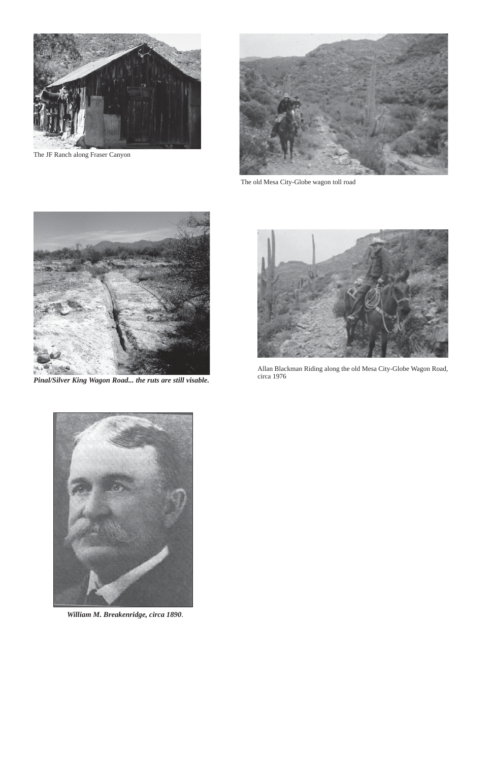The JF Ranch along Fraser Canyon

The old Mesa City-Globe wagon toll road

***Pinal/Silver King Wagon Road... the ruts are still visable.***

Allan Blackman Riding along the old Mesa City-Globe Wagon Road, circa 1976

***William M. Breakenridge, circa 1890***.